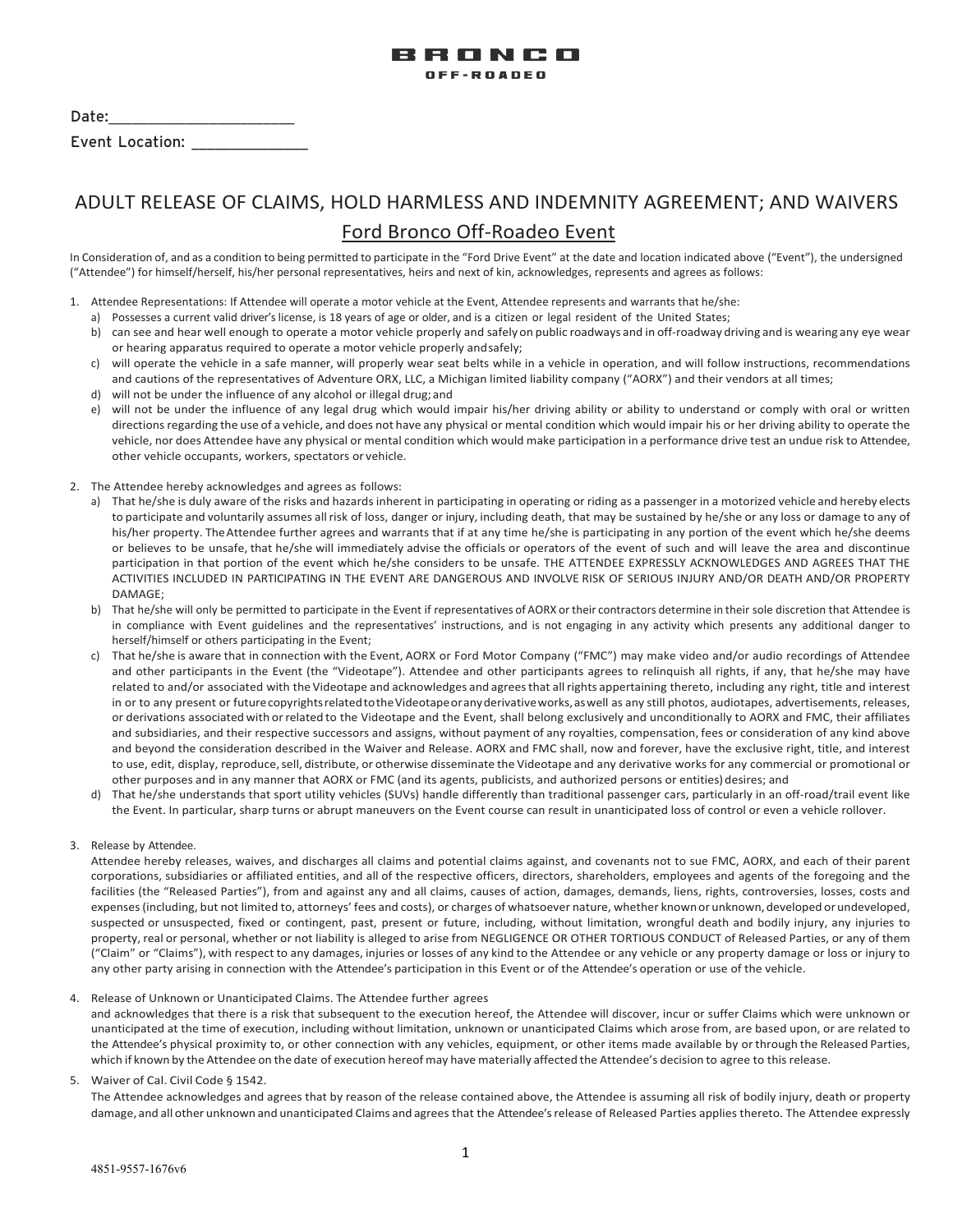# BRONCO
OFF-ROADEO

Date:______________________

Event Location: _____________

## ADULT RELEASE OF CLAIMS, HOLD HARMLESS AND INDEMNITY AGREEMENT; AND WAIVERS

### Ford Bronco Off-Roadeo Event

In Consideration of, and as a condition to being permitted to participate in the "Ford Drive Event" at the date and location indicated above ("Event"), the undersigned ("Attendee") for himself/herself, his/her personal representatives, heirs and next of kin, acknowledges, represents and agrees as follows:

1. Attendee Representations: If Attendee will operate a motor vehicle at the Event, Attendee represents and warrants that he/she:
   a) Possesses a current valid driver's license, is 18 years of age or older, and is a citizen or legal resident of the United States;
   b) can see and hear well enough to operate a motor vehicle properly and safely on public roadways and in off-roadway driving and is wearing any eye wear or hearing apparatus required to operate a motor vehicle properly and safely;
   c) will operate the vehicle in a safe manner, will properly wear seat belts while in a vehicle in operation, and will follow instructions, recommendations and cautions of the representatives of Adventure ORX, LLC, a Michigan limited liability company ("AORX") and their vendors at all times;
   d) will not be under the influence of any alcohol or illegal drug; and
   e) will not be under the influence of any legal drug which would impair his/her driving ability or ability to understand or comply with oral or written directions regarding the use of a vehicle, and does not have any physical or mental condition which would impair his or her driving ability to operate the vehicle, nor does Attendee have any physical or mental condition which would make participation in a performance drive test an undue risk to Attendee, other vehicle occupants, workers, spectators or vehicle.

2. The Attendee hereby acknowledges and agrees as follows:
   a) That he/she is duly aware of the risks and hazards inherent in participating in operating or riding as a passenger in a motorized vehicle and hereby elects to participate and voluntarily assumes all risk of loss, danger or injury, including death, that may be sustained by he/she or any loss or damage to any of his/her property. The Attendee further agrees and warrants that if at any time he/she is participating in any portion of the event which he/she deems or believes to be unsafe, that he/she will immediately advise the officials or operators of the event of such and will leave the area and discontinue participation in that portion of the event which he/she considers to be unsafe. THE ATTENDEE EXPRESSLY ACKNOWLEDGES AND AGREES THAT THE ACTIVITIES INCLUDED IN PARTICIPATING IN THE EVENT ARE DANGEROUS AND INVOLVE RISK OF SERIOUS INJURY AND/OR DEATH AND/OR PROPERTY DAMAGE;
   b) That he/she will only be permitted to participate in the Event if representatives of AORX or their contractors determine in their sole discretion that Attendee is in compliance with Event guidelines and the representatives' instructions, and is not engaging in any activity which presents any additional danger to herself/himself or others participating in the Event;
   c) That he/she is aware that in connection with the Event, AORX or Ford Motor Company ("FMC") may make video and/or audio recordings of Attendee and other participants in the Event (the "Videotape"). Attendee and other participants agrees to relinquish all rights, if any, that he/she may have related to and/or associated with the Videotape and acknowledges and agrees that all rights appertaining thereto, including any right, title and interest in or to any present or future copyrights related to the Videotape or any derivative works, as well as any still photos, audiotapes, advertisements, releases, or derivations associated with or related to the Videotape and the Event, shall belong exclusively and unconditionally to AORX and FMC, their affiliates and subsidiaries, and their respective successors and assigns, without payment of any royalties, compensation, fees or consideration of any kind above and beyond the consideration described in the Waiver and Release. AORX and FMC shall, now and forever, have the exclusive right, title, and interest to use, edit, display, reproduce, sell, distribute, or otherwise disseminate the Videotape and any derivative works for any commercial or promotional or other purposes and in any manner that AORX or FMC (and its agents, publicists, and authorized persons or entities) desires; and
   d) That he/she understands that sport utility vehicles (SUVs) handle differently than traditional passenger cars, particularly in an off-road/trail event like the Event. In particular, sharp turns or abrupt maneuvers on the Event course can result in unanticipated loss of control or even a vehicle rollover.

3. Release by Attendee.
   Attendee hereby releases, waives, and discharges all claims and potential claims against, and covenants not to sue FMC, AORX, and each of their parent corporations, subsidiaries or affiliated entities, and all of the respective officers, directors, shareholders, employees and agents of the foregoing and the facilities (the "Released Parties"), from and against any and all claims, causes of action, damages, demands, liens, rights, controversies, losses, costs and expenses (including, but not limited to, attorneys' fees and costs), or charges of whatsoever nature, whether known or unknown, developed or undeveloped, suspected or unsuspected, fixed or contingent, past, present or future, including, without limitation, wrongful death and bodily injury, any injuries to property, real or personal, whether or not liability is alleged to arise from NEGLIGENCE OR OTHER TORTIOUS CONDUCT of Released Parties, or any of them ("Claim" or "Claims"), with respect to any damages, injuries or losses of any kind to the Attendee or any vehicle or any property damage or loss or injury to any other party arising in connection with the Attendee's participation in this Event or of the Attendee's operation or use of the vehicle.

4. Release of Unknown or Unanticipated Claims. The Attendee further agrees
   and acknowledges that there is a risk that subsequent to the execution hereof, the Attendee will discover, incur or suffer Claims which were unknown or unanticipated at the time of execution, including without limitation, unknown or unanticipated Claims which arose from, are based upon, or are related to the Attendee's physical proximity to, or other connection with any vehicles, equipment, or other items made available by or through the Released Parties, which if known by the Attendee on the date of execution hereof may have materially affected the Attendee's decision to agree to this release.

5. Waiver of Cal. Civil Code § 1542.
   The Attendee acknowledges and agrees that by reason of the release contained above, the Attendee is assuming all risk of bodily injury, death or property damage, and all other unknown and unanticipated Claims and agrees that the Attendee's release of Released Parties applies thereto. The Attendee expressly

4851-9557-1676v6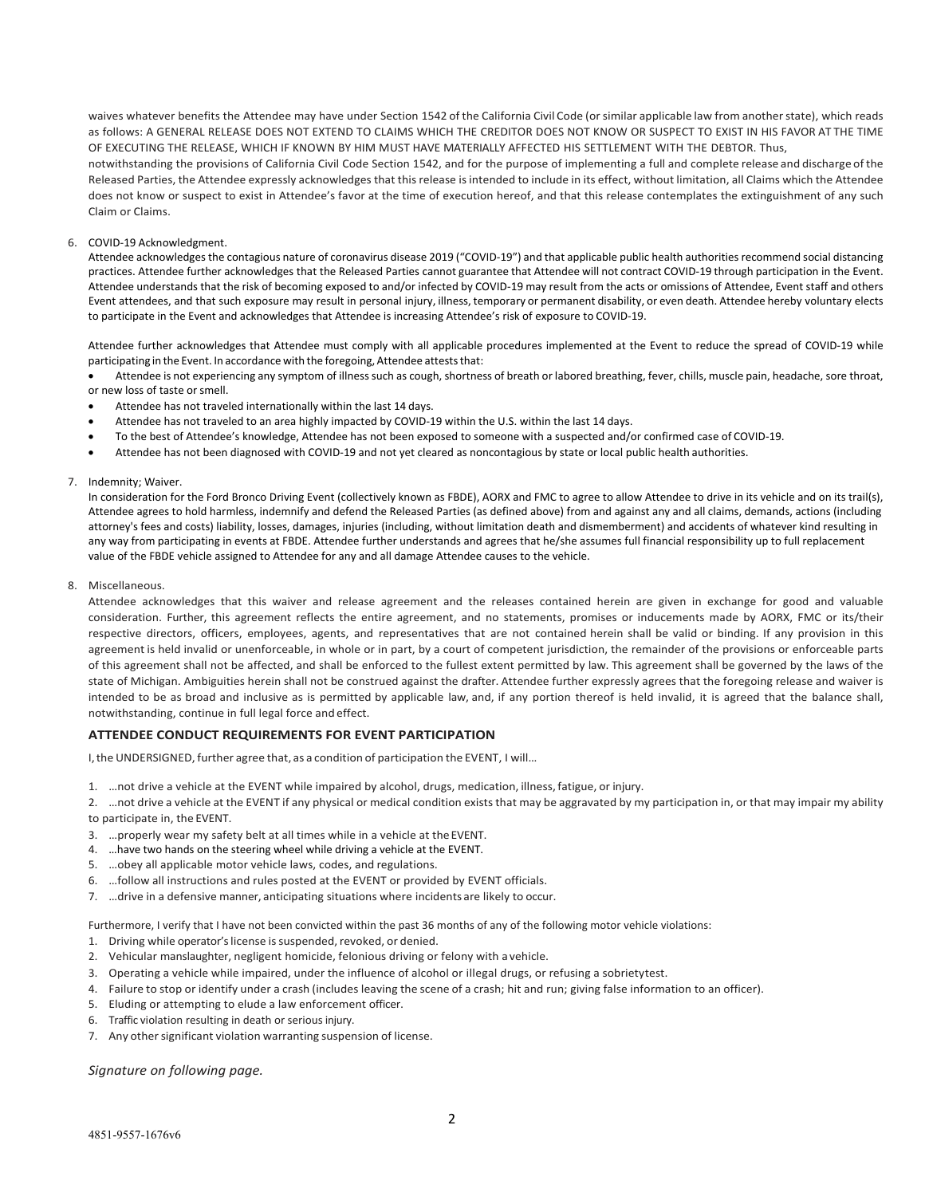waives whatever benefits the Attendee may have under Section 1542 of the California Civil Code (or similar applicable law from another state), which reads as follows: A GENERAL RELEASE DOES NOT EXTEND TO CLAIMS WHICH THE CREDITOR DOES NOT KNOW OR SUSPECT TO EXIST IN HIS FAVOR AT THE TIME OF EXECUTING THE RELEASE, WHICH IF KNOWN BY HIM MUST HAVE MATERIALLY AFFECTED HIS SETTLEMENT WITH THE DEBTOR. Thus, notwithstanding the provisions of California Civil Code Section 1542, and for the purpose of implementing a full and complete release and discharge of the Released Parties, the Attendee expressly acknowledges that this release is intended to include in its effect, without limitation, all Claims which the Attendee does not know or suspect to exist in Attendee's favor at the time of execution hereof, and that this release contemplates the extinguishment of any such Claim or Claims.

6. COVID-19 Acknowledgment.

   Attendee acknowledges the contagious nature of coronavirus disease 2019 ("COVID-19") and that applicable public health authorities recommend social distancing practices. Attendee further acknowledges that the Released Parties cannot guarantee that Attendee will not contract COVID-19 through participation in the Event. Attendee understands that the risk of becoming exposed to and/or infected by COVID-19 may result from the acts or omissions of Attendee, Event staff and others Event attendees, and that such exposure may result in personal injury, illness, temporary or permanent disability, or even death. Attendee hereby voluntary elects to participate in the Event and acknowledges that Attendee is increasing Attendee's risk of exposure to COVID-19.

   Attendee further acknowledges that Attendee must comply with all applicable procedures implemented at the Event to reduce the spread of COVID-19 while participating in the Event. In accordance with the foregoing, Attendee attests that:

   - Attendee is not experiencing any symptom of illness such as cough, shortness of breath or labored breathing, fever, chills, muscle pain, headache, sore throat, or new loss of taste or smell.
   - Attendee has not traveled internationally within the last 14 days.
   - Attendee has not traveled to an area highly impacted by COVID-19 within the U.S. within the last 14 days.
   - To the best of Attendee's knowledge, Attendee has not been exposed to someone with a suspected and/or confirmed case of COVID-19.
   - Attendee has not been diagnosed with COVID-19 and not yet cleared as noncontagious by state or local public health authorities.

7. Indemnity; Waiver.

   In consideration for the Ford Bronco Driving Event (collectively known as FBDE), AORX and FMC to agree to allow Attendee to drive in its vehicle and on its trail(s), Attendee agrees to hold harmless, indemnify and defend the Released Parties (as defined above) from and against any and all claims, demands, actions (including attorney's fees and costs) liability, losses, damages, injuries (including, without limitation death and dismemberment) and accidents of whatever kind resulting in any way from participating in events at FBDE. Attendee further understands and agrees that he/she assumes full financial responsibility up to full replacement value of the FBDE vehicle assigned to Attendee for any and all damage Attendee causes to the vehicle.

8. Miscellaneous.

   Attendee acknowledges that this waiver and release agreement and the releases contained herein are given in exchange for good and valuable consideration. Further, this agreement reflects the entire agreement, and no statements, promises or inducements made by AORX, FMC or its/their respective directors, officers, employees, agents, and representatives that are not contained herein shall be valid or binding. If any provision in this agreement is held invalid or unenforceable, in whole or in part, by a court of competent jurisdiction, the remainder of the provisions or enforceable parts of this agreement shall not be affected, and shall be enforced to the fullest extent permitted by law. This agreement shall be governed by the laws of the state of Michigan. Ambiguities herein shall not be construed against the drafter. Attendee further expressly agrees that the foregoing release and waiver is intended to be as broad and inclusive as is permitted by applicable law, and, if any portion thereof is held invalid, it is agreed that the balance shall, notwithstanding, continue in full legal force and effect.

## ATTENDEE CONDUCT REQUIREMENTS FOR EVENT PARTICIPATION

I, the UNDERSIGNED, further agree that, as a condition of participation the EVENT, I will…

1. …not drive a vehicle at the EVENT while impaired by alcohol, drugs, medication, illness, fatigue, or injury.
2. …not drive a vehicle at the EVENT if any physical or medical condition exists that may be aggravated by my participation in, or that may impair my ability to participate in, the EVENT.
3. …properly wear my safety belt at all times while in a vehicle at the EVENT.
4. …have two hands on the steering wheel while driving a vehicle at the EVENT.
5. …obey all applicable motor vehicle laws, codes, and regulations.
6. …follow all instructions and rules posted at the EVENT or provided by EVENT officials.
7. …drive in a defensive manner, anticipating situations where incidents are likely to occur.

Furthermore, I verify that I have not been convicted within the past 36 months of any of the following motor vehicle violations:

1. Driving while operator's license is suspended, revoked, or denied.
2. Vehicular manslaughter, negligent homicide, felonious driving or felony with a vehicle.
3. Operating a vehicle while impaired, under the influence of alcohol or illegal drugs, or refusing a sobrietytest.
4. Failure to stop or identify under a crash (includes leaving the scene of a crash; hit and run; giving false information to an officer).
5. Eluding or attempting to elude a law enforcement officer.
6. Traffic violation resulting in death or serious injury.
7. Any other significant violation warranting suspension of license.

*Signature on following page.*

4851-9557-1676v6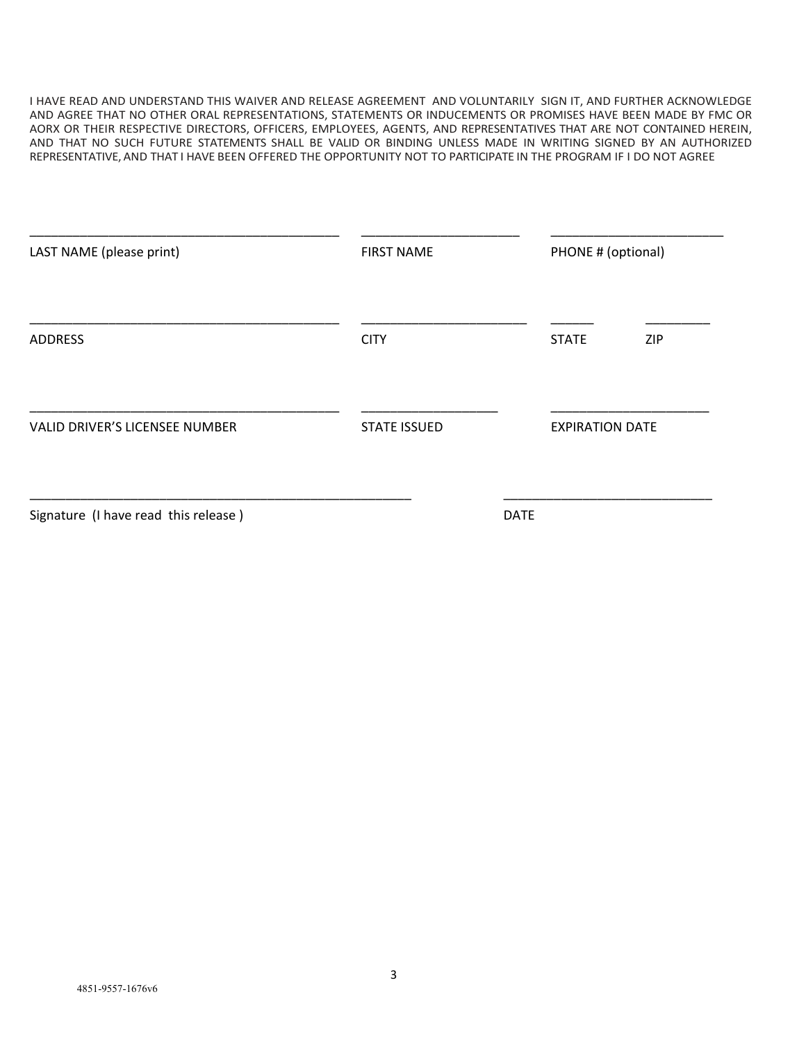I HAVE READ AND UNDERSTAND THIS WAIVER AND RELEASE AGREEMENT AND VOLUNTARILY SIGN IT, AND FURTHER ACKNOWLEDGE AND AGREE THAT NO OTHER ORAL REPRESENTATIONS, STATEMENTS OR INDUCEMENTS OR PROMISES HAVE BEEN MADE BY FMC OR AORX OR THEIR RESPECTIVE DIRECTORS, OFFICERS, EMPLOYEES, AGENTS, AND REPRESENTATIVES THAT ARE NOT CONTAINED HEREIN, AND THAT NO SUCH FUTURE STATEMENTS SHALL BE VALID OR BINDING UNLESS MADE IN WRITING SIGNED BY AN AUTHORIZED REPRESENTATIVE, AND THAT I HAVE BEEN OFFERED THE OPPORTUNITY NOT TO PARTICIPATE IN THE PROGRAM IF I DO NOT AGREE

____________________________________________ ______________________ ________________________

LAST NAME (please print) FIRST NAME PHONE # (optional)

____________________________________________ _______________________ ______ _________

ADDRESS CITY STATE ZIP

____________________________________________ ___________________ _____________________

VALID DRIVER'S LICENSEE NUMBER STATE ISSUED EXPIRATION DATE

______________________________________________________ _____________________________

Signature (I have read this release ) DATE

4851-9557-1676v6